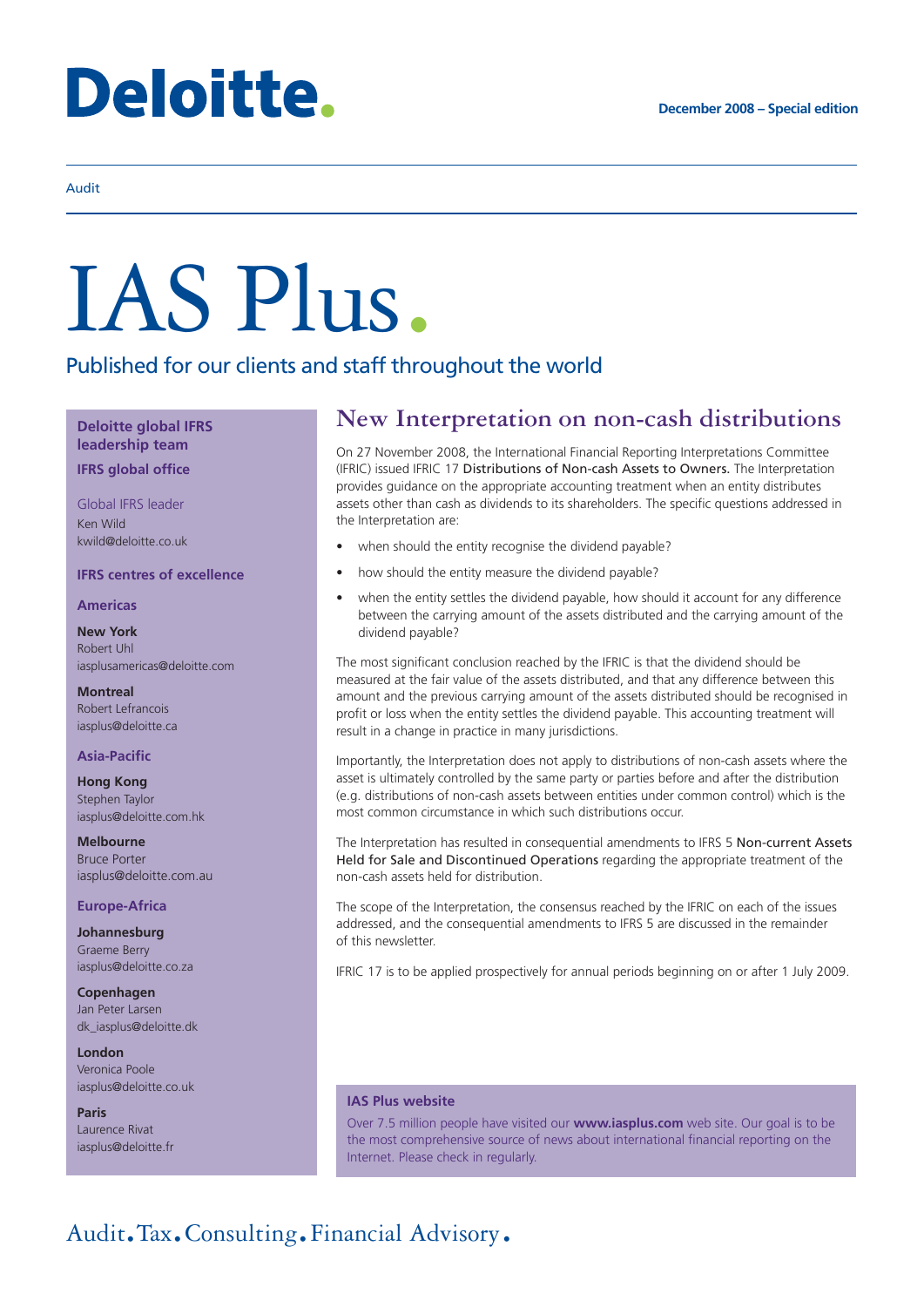# Deloitte.

December 2008 – Special edition

Audit

# IAS Plus.

Published for our clients and staff throughout the world

## New Interpretation on non-cash distributions

On 27 November 2008, the International Financial Reporting Interpretations Committee (IFRIC) issued IFRIC 17 Distributions of Non-cash Assets to Owners. The Interpretation provides guidance on the appropriate accounting treatment when an entity distributes assets other than cash as dividends to its shareholders. The specific questions addressed in the Interpretation are:

- when should the entity recognise the dividend payable?
- how should the entity measure the dividend payable?
- when the entity settles the dividend payable, how should it account for any difference between the carrying amount of the assets distributed and the carrying amount of the dividend payable?

The most significant conclusion reached by the IFRIC is that the dividend should be measured at the fair value of the assets distributed, and that any difference between this amount and the previous carrying amount of the assets distributed should be recognised in profit or loss when the entity settles the dividend payable. This accounting treatment will result in a change in practice in many jurisdictions.

Importantly, the Interpretation does not apply to distributions of non-cash assets where the asset is ultimately controlled by the same party or parties before and after the distribution (e.g. distributions of non-cash assets between entities under common control) which is the most common circumstance in which such distributions occur.

The Interpretation has resulted in consequential amendments to IFRS 5 Non-current Assets Held for Sale and Discontinued Operations regarding the appropriate treatment of the non-cash assets held for distribution.

The scope of the Interpretation, the consensus reached by the IFRIC on each of the issues addressed, and the consequential amendments to IFRS 5 are discussed in the remainder of this newsletter.

IFRIC 17 is to be applied prospectively for annual periods beginning on or after 1 July 2009.

**Deloitte global IFRS leadership team**

**IFRS global office**

Global IFRS leader
Ken Wild
kwild@deloitte.co.uk

**IFRS centres of excellence**

**Americas**

**New York**
Robert Uhl
iasplusamericas@deloitte.com

**Montreal**
Robert Lefrancois
iasplus@deloitte.ca

**Asia-Pacific**

**Hong Kong**
Stephen Taylor
iasplus@deloitte.com.hk

**Melbourne**
Bruce Porter
iasplus@deloitte.com.au

**Europe-Africa**

**Johannesburg**
Graeme Berry
iasplus@deloitte.co.za

**Copenhagen**
Jan Peter Larsen
dk_iasplus@deloitte.dk

**London**
Veronica Poole
iasplus@deloitte.co.uk

**Paris**
Laurence Rivat
iasplus@deloitte.fr

**IAS Plus website**

Over 7.5 million people have visited our **www.iasplus.com** web site. Our goal is to be the most comprehensive source of news about international financial reporting on the Internet. Please check in regularly.

Audit. Tax. Consulting. Financial Advisory.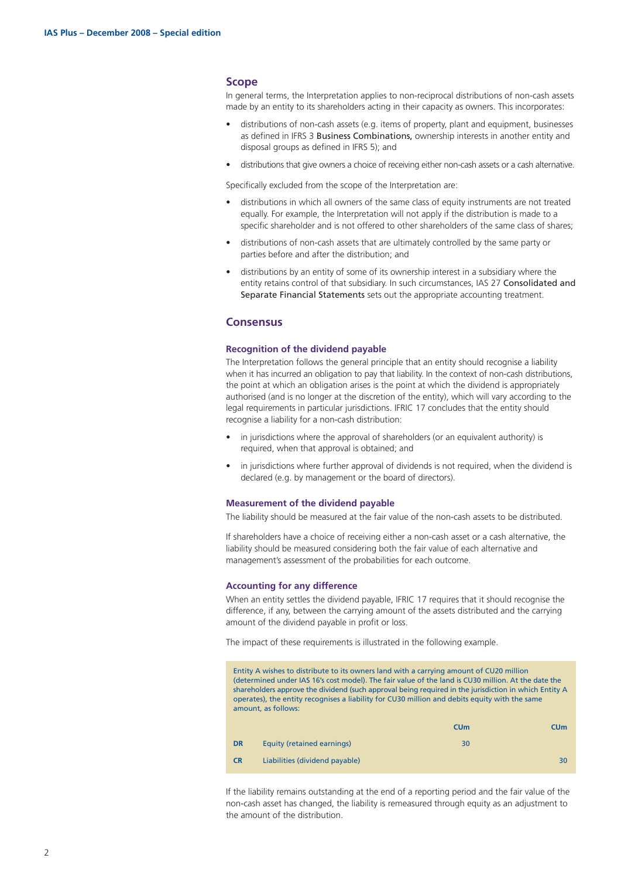## Scope

In general terms, the Interpretation applies to non-reciprocal distributions of non-cash assets made by an entity to its shareholders acting in their capacity as owners. This incorporates:

- distributions of non-cash assets (e.g. items of property, plant and equipment, businesses as defined in IFRS 3 Business Combinations, ownership interests in another entity and disposal groups as defined in IFRS 5); and
- distributions that give owners a choice of receiving either non-cash assets or a cash alternative.

Specifically excluded from the scope of the Interpretation are:

- distributions in which all owners of the same class of equity instruments are not treated equally. For example, the Interpretation will not apply if the distribution is made to a specific shareholder and is not offered to other shareholders of the same class of shares;
- distributions of non-cash assets that are ultimately controlled by the same party or parties before and after the distribution; and
- distributions by an entity of some of its ownership interest in a subsidiary where the entity retains control of that subsidiary. In such circumstances, IAS 27 Consolidated and Separate Financial Statements sets out the appropriate accounting treatment.

## Consensus

### Recognition of the dividend payable

The Interpretation follows the general principle that an entity should recognise a liability when it has incurred an obligation to pay that liability. In the context of non-cash distributions, the point at which an obligation arises is the point at which the dividend is appropriately authorised (and is no longer at the discretion of the entity), which will vary according to the legal requirements in particular jurisdictions. IFRIC 17 concludes that the entity should recognise a liability for a non-cash distribution:

- in jurisdictions where the approval of shareholders (or an equivalent authority) is required, when that approval is obtained; and
- in jurisdictions where further approval of dividends is not required, when the dividend is declared (e.g. by management or the board of directors).

### Measurement of the dividend payable

The liability should be measured at the fair value of the non-cash assets to be distributed.

If shareholders have a choice of receiving either a non-cash asset or a cash alternative, the liability should be measured considering both the fair value of each alternative and management's assessment of the probabilities for each outcome.

### Accounting for any difference

When an entity settles the dividend payable, IFRIC 17 requires that it should recognise the difference, if any, between the carrying amount of the assets distributed and the carrying amount of the dividend payable in profit or loss.

The impact of these requirements is illustrated in the following example.

Entity A wishes to distribute to its owners land with a carrying amount of CU20 million (determined under IAS 16's cost model). The fair value of the land is CU30 million. At the date the shareholders approve the dividend (such approval being required in the jurisdiction in which Entity A operates), the entity recognises a liability for CU30 million and debits equity with the same amount, as follows:

| | | CUm | CUm |
|---|---|---|---|
| **DR** | Equity (retained earnings) | 30 | |
| **CR** | Liabilities (dividend payable) | | 30 |

If the liability remains outstanding at the end of a reporting period and the fair value of the non-cash asset has changed, the liability is remeasured through equity as an adjustment to the amount of the distribution.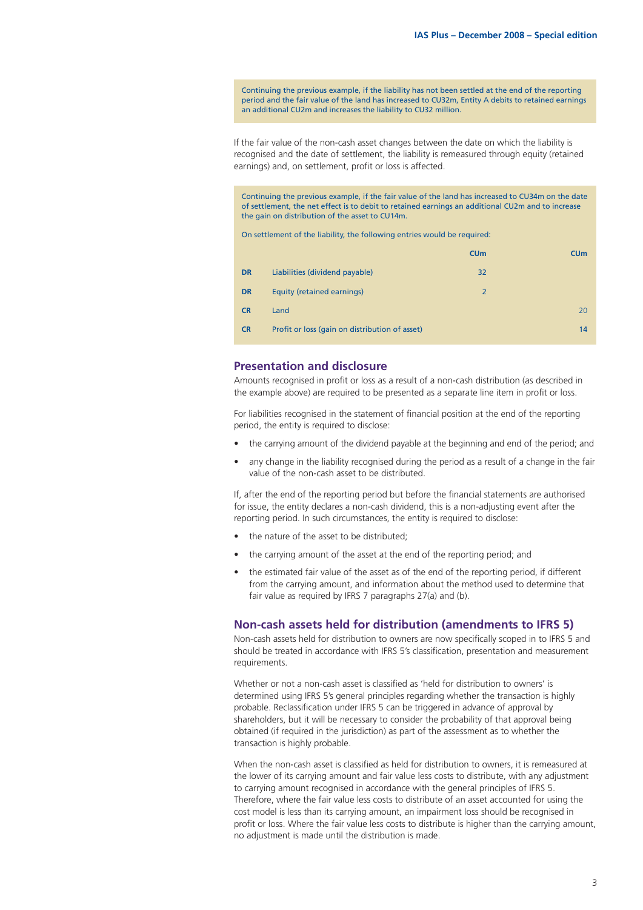Continuing the previous example, if the liability has not been settled at the end of the reporting period and the fair value of the land has increased to CU32m, Entity A debits to retained earnings an additional CU2m and increases the liability to CU32 million.

If the fair value of the non-cash asset changes between the date on which the liability is recognised and the date of settlement, the liability is remeasured through equity (retained earnings) and, on settlement, profit or loss is affected.

Continuing the previous example, if the fair value of the land has increased to CU34m on the date of settlement, the net effect is to debit to retained earnings an additional CU2m and to increase the gain on distribution of the asset to CU14m.

On settlement of the liability, the following entries would be required:

| | | CUm | CUm |
|---|---|---|---|
| DR | Liabilities (dividend payable) | 32 | |
| DR | Equity (retained earnings) | 2 | |
| CR | Land | | 20 |
| CR | Profit or loss (gain on distribution of asset) | | 14 |

## Presentation and disclosure

Amounts recognised in profit or loss as a result of a non-cash distribution (as described in the example above) are required to be presented as a separate line item in profit or loss.

For liabilities recognised in the statement of financial position at the end of the reporting period, the entity is required to disclose:

- the carrying amount of the dividend payable at the beginning and end of the period; and
- any change in the liability recognised during the period as a result of a change in the fair value of the non-cash asset to be distributed.

If, after the end of the reporting period but before the financial statements are authorised for issue, the entity declares a non-cash dividend, this is a non-adjusting event after the reporting period. In such circumstances, the entity is required to disclose:

- the nature of the asset to be distributed;
- the carrying amount of the asset at the end of the reporting period; and
- the estimated fair value of the asset as of the end of the reporting period, if different from the carrying amount, and information about the method used to determine that fair value as required by IFRS 7 paragraphs 27(a) and (b).

## Non-cash assets held for distribution (amendments to IFRS 5)

Non-cash assets held for distribution to owners are now specifically scoped in to IFRS 5 and should be treated in accordance with IFRS 5's classification, presentation and measurement requirements.

Whether or not a non-cash asset is classified as 'held for distribution to owners' is determined using IFRS 5's general principles regarding whether the transaction is highly probable. Reclassification under IFRS 5 can be triggered in advance of approval by shareholders, but it will be necessary to consider the probability of that approval being obtained (if required in the jurisdiction) as part of the assessment as to whether the transaction is highly probable.

When the non-cash asset is classified as held for distribution to owners, it is remeasured at the lower of its carrying amount and fair value less costs to distribute, with any adjustment to carrying amount recognised in accordance with the general principles of IFRS 5. Therefore, where the fair value less costs to distribute of an asset accounted for using the cost model is less than its carrying amount, an impairment loss should be recognised in profit or loss. Where the fair value less costs to distribute is higher than the carrying amount, no adjustment is made until the distribution is made.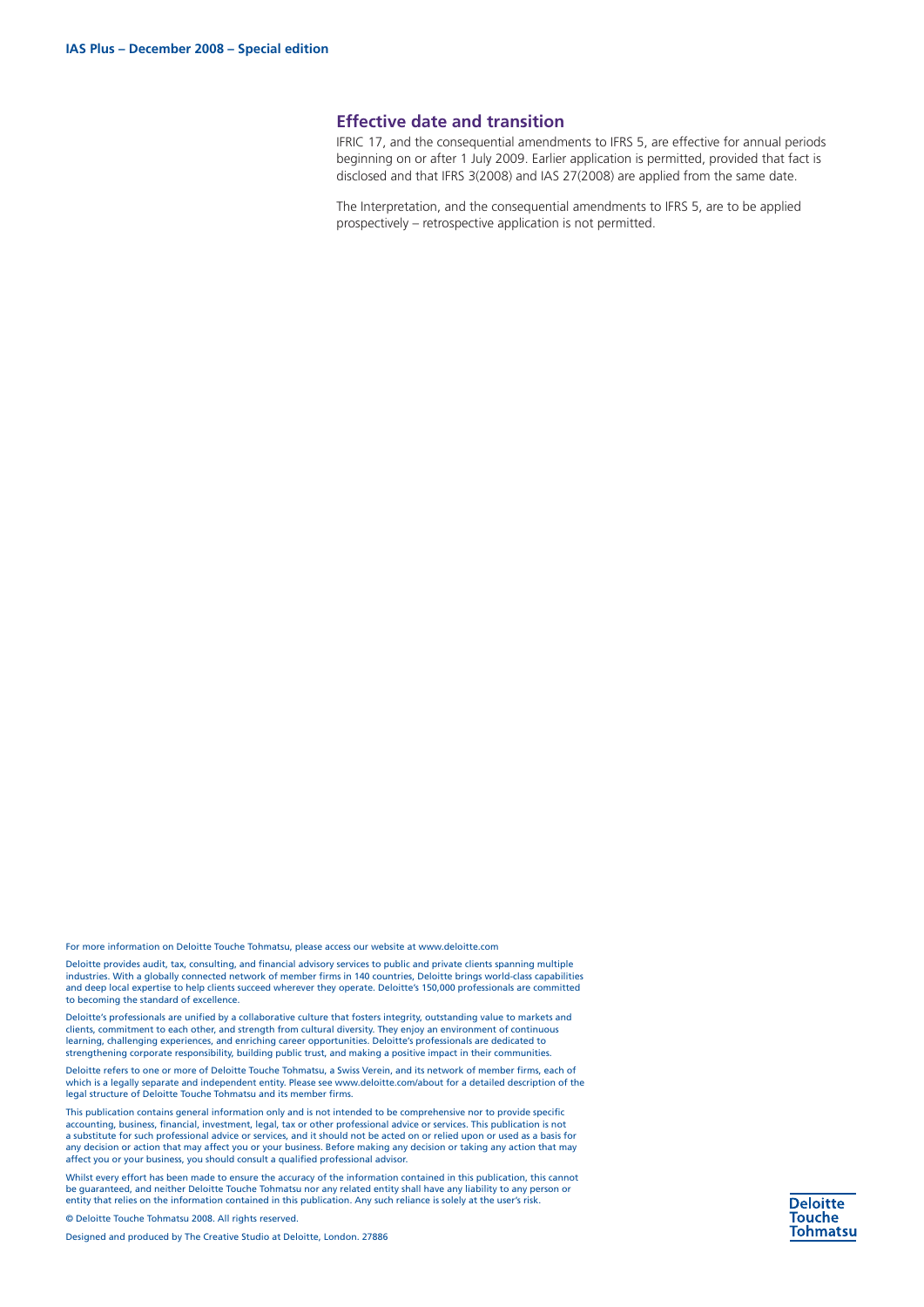## Effective date and transition

IFRIC 17, and the consequential amendments to IFRS 5, are effective for annual periods beginning on or after 1 July 2009. Earlier application is permitted, provided that fact is disclosed and that IFRS 3(2008) and IAS 27(2008) are applied from the same date.

The Interpretation, and the consequential amendments to IFRS 5, are to be applied prospectively – retrospective application is not permitted.

For more information on Deloitte Touche Tohmatsu, please access our website at www.deloitte.com

Deloitte provides audit, tax, consulting, and financial advisory services to public and private clients spanning multiple industries. With a globally connected network of member firms in 140 countries, Deloitte brings world-class capabilities and deep local expertise to help clients succeed wherever they operate. Deloitte's 150,000 professionals are committed to becoming the standard of excellence.

Deloitte's professionals are unified by a collaborative culture that fosters integrity, outstanding value to markets and clients, commitment to each other, and strength from cultural diversity. They enjoy an environment of continuous learning, challenging experiences, and enriching career opportunities. Deloitte's professionals are dedicated to strengthening corporate responsibility, building public trust, and making a positive impact in their communities.

Deloitte refers to one or more of Deloitte Touche Tohmatsu, a Swiss Verein, and its network of member firms, each of which is a legally separate and independent entity. Please see www.deloitte.com/about for a detailed description of the legal structure of Deloitte Touche Tohmatsu and its member firms.

This publication contains general information only and is not intended to be comprehensive nor to provide specific accounting, business, financial, investment, legal, tax or other professional advice or services. This publication is not a substitute for such professional advice or services, and it should not be acted on or relied upon or used as a basis for any decision or action that may affect you or your business. Before making any decision or taking any action that may affect you or your business, you should consult a qualified professional advisor.

Whilst every effort has been made to ensure the accuracy of the information contained in this publication, this cannot be guaranteed, and neither Deloitte Touche Tohmatsu nor any related entity shall have any liability to any person or entity that relies on the information contained in this publication. Any such reliance is solely at the user's risk.

© Deloitte Touche Tohmatsu 2008. All rights reserved.

Designed and produced by The Creative Studio at Deloitte, London. 27886

Deloitte Touche Tohmatsu